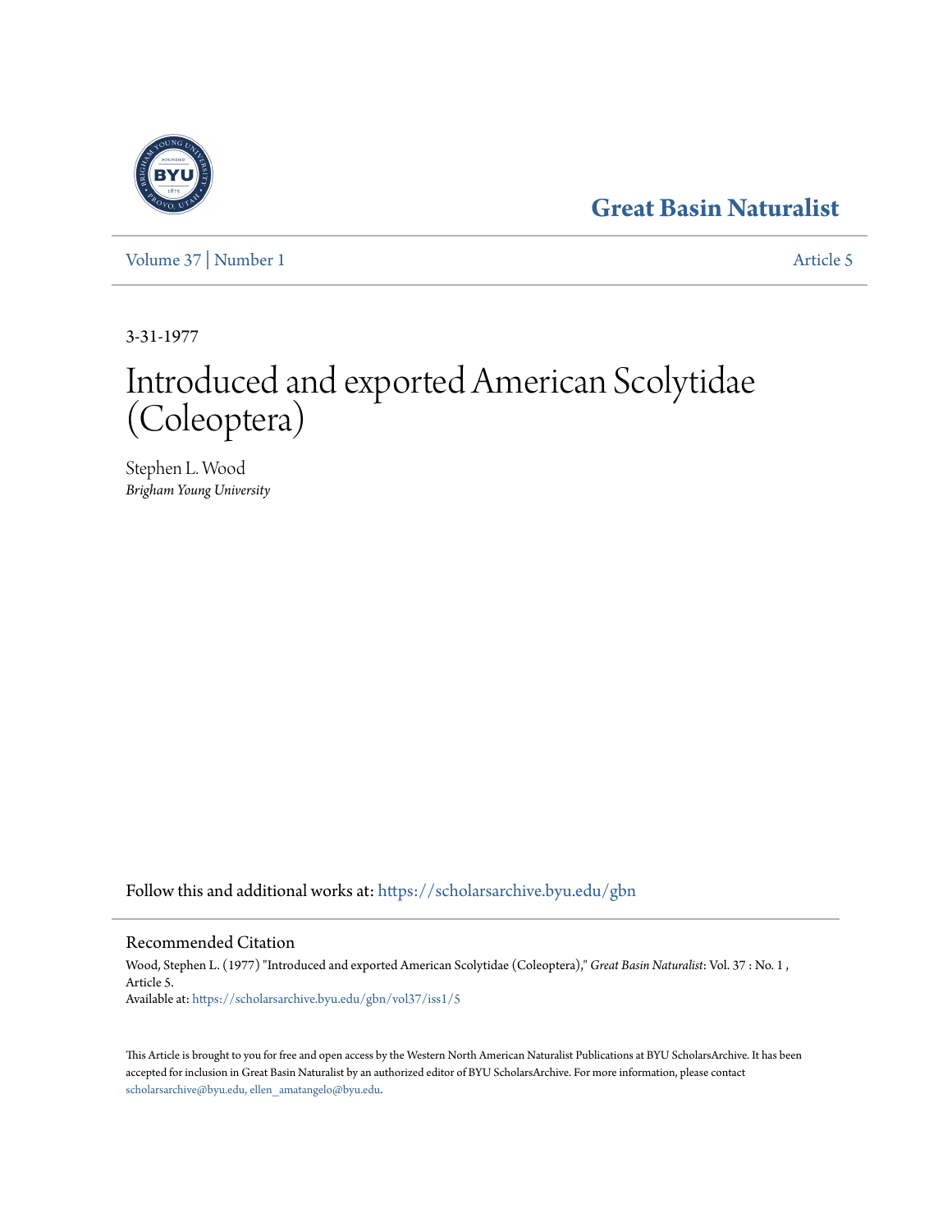Great Basin Naturalist

Volume 37 | Number 1 Article 5

3-31-1977

# Introduced and exported American Scolytidae (Coleoptera)

Stephen L. Wood
*Brigham Young University*

Follow this and additional works at: https://scholarsarchive.byu.edu/gbn

## Recommended Citation

Wood, Stephen L. (1977) "Introduced and exported American Scolytidae (Coleoptera)," *Great Basin Naturalist*: Vol. 37 : No. 1 , Article 5.
Available at: https://scholarsarchive.byu.edu/gbn/vol37/iss1/5

This Article is brought to you for free and open access by the Western North American Naturalist Publications at BYU ScholarsArchive. It has been accepted for inclusion in Great Basin Naturalist by an authorized editor of BYU ScholarsArchive. For more information, please contact scholarsarchive@byu.edu, ellen_amatangelo@byu.edu.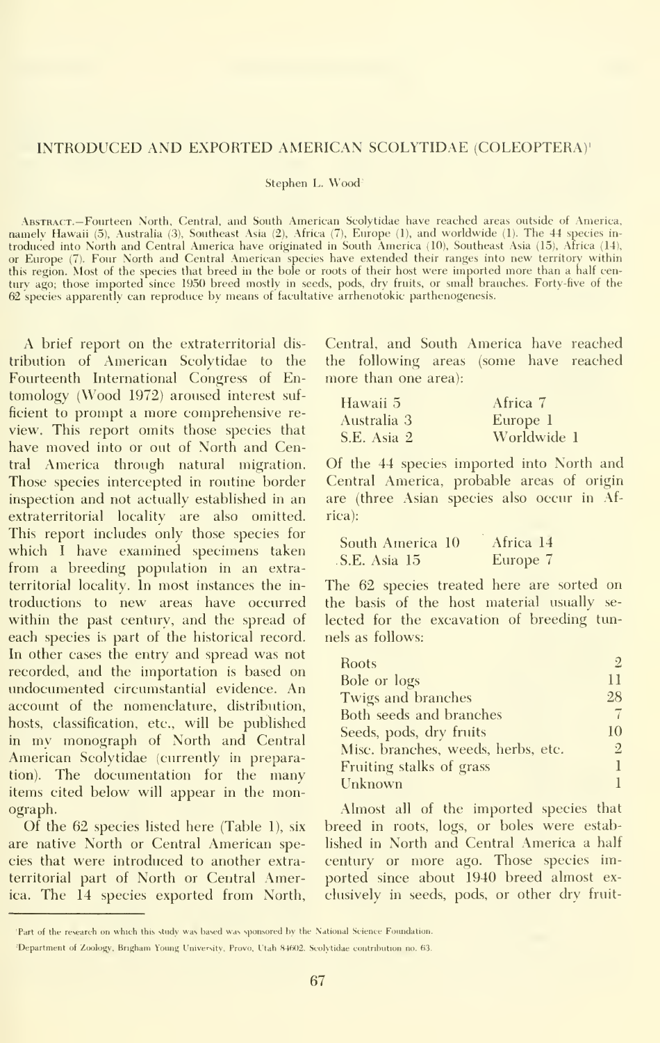## INTRODUCED AND EXPORTED AMERICAN SCOLYTIDAE (COLEOPTERA)[1]

Stephen L. Wood[2]

ABSTRACT.—Fourteen North, Central, and South American Scolytidae have reached areas outside of America, namely Hawaii (5), Australia (3), Southeast Asia (2), Africa (7), Europe (1), and worldwide (1). The 44 species introduced into North and Central America have originated in South America (10), Southeast Asia (15), Africa (14), or Europe (7). Four North and Central American species have extended their ranges into new territory within this region. Most of the species that breed in the bole or roots of their host were imported more than a half century ago; those imported since 1950 breed mostly in seeds, pods, dry fruits, or small branches. Forty-five of the 62 species apparently can reproduce by means of facultative arrhenotokic parthenogenesis.

A brief report on the extraterritorial distribution of American Scolytidae to the Fourteenth International Congress of Entomology (Wood 1972) aroused interest sufficient to prompt a more comprehensive review. This report omits those species that have moved into or out of North and Central America through natural migration. Those species intercepted in routine border inspection and not actually established in an extraterritorial locality are also omitted. This report includes only those species for which I have examined specimens taken from a breeding population in an extraterritorial locality. In most instances the introductions to new areas have occurred within the past century, and the spread of each species is part of the historical record. In other cases the entry and spread was not recorded, and the importation is based on undocumented circumstantial evidence. An account of the nomenclature, distribution, hosts, classification, etc., will be published in my monograph of North and Central American Scolytidae (currently in preparation). The documentation for the many items cited below will appear in the monograph.

Of the 62 species listed here (Table 1), six are native North or Central American species that were introduced to another extraterritorial part of North or Central America. The 14 species exported from North, Central, and South America have reached the following areas (some have reached more than one area):

| | |
|---|---|
| Hawaii 5 | Africa 7 |
| Australia 3 | Europe 1 |
| S.E. Asia 2 | Worldwide 1 |

Of the 44 species imported into North and Central America, probable areas of origin are (three Asian species also occur in Africa):

| | |
|---|---|
| South America 10 | Africa 14 |
| S.E. Asia 15 | Europe 7 |

The 62 species treated here are sorted on the basis of the host material usually selected for the excavation of breeding tunnels as follows:

| | |
|---|---|
| Roots | 2 |
| Bole or logs | 11 |
| Twigs and branches | 28 |
| Both seeds and branches | 7 |
| Seeds, pods, dry fruits | 10 |
| Misc. branches, weeds, herbs, etc. | 2 |
| Fruiting stalks of grass | 1 |
| Unknown | 1 |

Almost all of the imported species that breed in roots, logs, or boles were established in North and Central America a half century or more ago. Those species imported since about 1940 breed almost exclusively in seeds, pods, or other dry fruit-

[1] Part of the research on which this study was based was sponsored by the National Science Foundation.

[2] Department of Zoology, Brigham Young University, Provo, Utah 84602. Scolytidae contribution no. 63.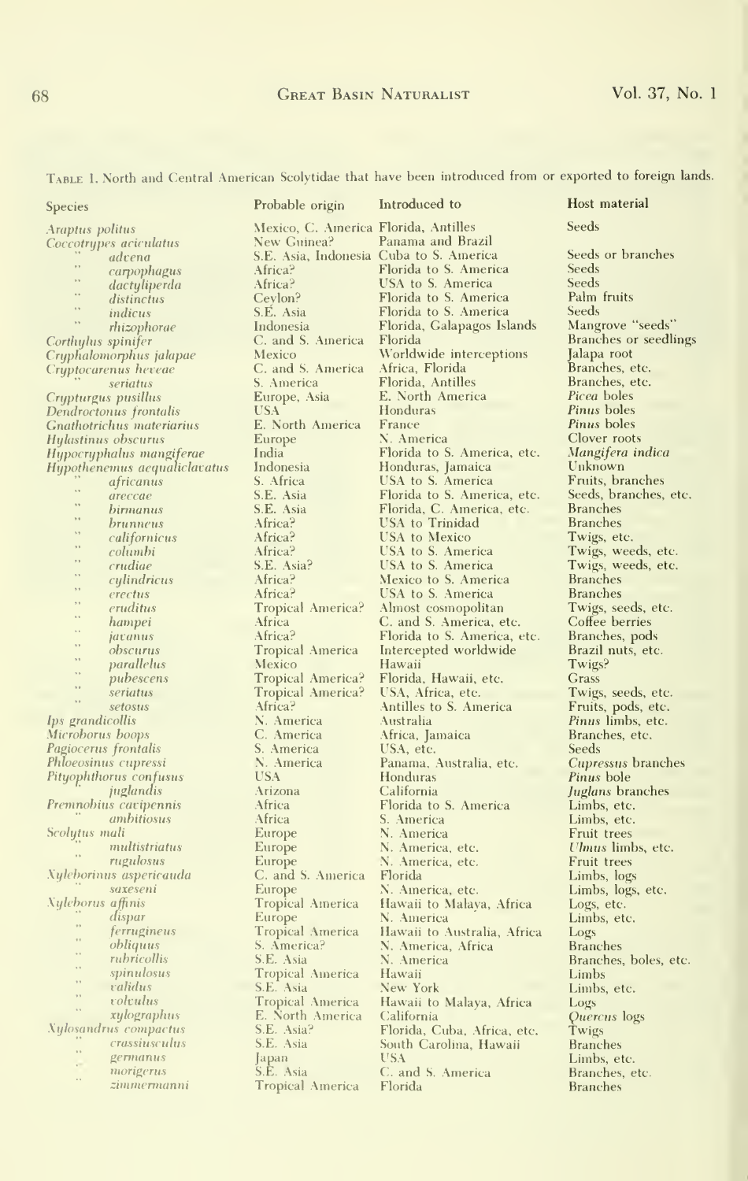Table 1. North and Central American Scolytidae that have been introduced from or exported to foreign lands.

| Species | Probable origin | Introduced to | Host material |
|---|---|---|---|
| *Araptus politus* | Mexico, C. America | Florida, Antilles | Seeds |
| *Coccotrypes aciculatus* | New Guinea? | Panama and Brazil | |
| " *advena* | S.E. Asia, Indonesia | Cuba to S. America | Seeds or branches |
| " *carpophagus* | Africa? | Florida to S. America | Seeds |
| " *dactyliperda* | Africa? | USA to S. America | Seeds |
| " *distinctus* | Ceylon? | Florida to S. America | Palm fruits |
| " *indicus* | S.E. Asia | Florida to S. America | Seeds |
| " *rhizophorae* | Indonesia | Florida, Galapagos Islands | Mangrove "seeds" |
| *Corthylus spinifer* | C. and S. America | Florida | Branches or seedlings |
| *Cryphalomorphus jalapae* | Mexico | Worldwide interceptions | Jalapa root |
| *Cryptocarenus heveae* | C. and S. America | Africa, Florida | Branches, etc. |
| " *seriatus* | S. America | Florida, Antilles | Branches, etc. |
| *Crypturgus pusillus* | Europe, Asia | E. North America | *Picea* boles |
| *Dendroctonus frontalis* | USA | Honduras | *Pinus* boles |
| *Gnathotrichus materiarius* | E. North America | France | *Pinus* boles |
| *Hylastinus obscurus* | Europe | N. America | Clover roots |
| *Hypocryphalus mangiferae* | India | Florida to S. America, etc. | *Mangifera indica* |
| *Hypothenemus aequaliclavatus* | Indonesia | Honduras, Jamaica | Unknown |
| " *africanus* | S. Africa | USA to S. America | Fruits, branches |
| " *areccae* | S.E. Asia | Florida to S. America, etc. | Seeds, branches, etc. |
| " *birmanus* | S.E. Asia | Florida, C. America, etc. | Branches |
| " *brunneus* | Africa? | USA to Trinidad | Branches |
| " *californicus* | Africa? | USA to Mexico | Twigs, etc. |
| " *columbi* | Africa? | USA to S. America | Twigs, weeds, etc. |
| " *crudiae* | S.E. Asia? | USA to S. America | Twigs, weeds, etc. |
| " *cylindricus* | Africa? | Mexico to S. America | Branches |
| " *erectus* | Africa? | USA to S. America | Branches |
| " *eruditus* | Tropical America? | Almost cosmopolitan | Twigs, seeds, etc. |
| " *hampei* | Africa | C. and S. America, etc. | Coffee berries |
| " *javanus* | Africa? | Florida to S. America, etc. | Branches, pods |
| " *obscurus* | Tropical America | Intercepted worldwide | Brazil nuts, etc. |
| " *parallelus* | Mexico | Hawaii | Twigs? |
| " *pubescens* | Tropical America? | Florida, Hawaii, etc. | Grass |
| " *seriatus* | Tropical America? | USA, Africa, etc. | Twigs, seeds, etc. |
| " *setosus* | Africa? | Antilles to S. America | Fruits, pods, etc. |
| *Ips grandicollis* | N. America | Australia | *Pinus* limbs, etc. |
| *Microborus boops* | C. America | Africa, Jamaica | Branches, etc. |
| *Pagiocerus frontalis* | S. America | USA, etc. | Seeds |
| *Phloeosinus cupressi* | N. America | Panama, Australia, etc. | *Cupressus* branches |
| *Pityophthorus confusus* | USA | Honduras | *Pinus* bole |
| " *juglandis* | Arizona | California | *Juglans* branches |
| *Premnobius cavipennis* | Africa | Florida to S. America | Limbs, etc. |
| " *ambitiosus* | Africa | S. America | Limbs, etc. |
| *Scolytus mali* | Europe | N. America | Fruit trees |
| " *multistriatus* | Europe | N. America, etc. | *Ulmus* limbs, etc. |
| " *rugulosus* | Europe | N. America, etc. | Fruit trees |
| *Xyleborinus aspericauda* | C. and S. America | Florida | Limbs, logs |
| " *saxeseni* | Europe | N. America, etc. | Limbs, logs, etc. |
| *Xyleborus affinis* | Tropical America | Hawaii to Malaya, Africa | Logs, etc. |
| " *dispar* | Europe | N. America | Limbs, etc. |
| " *ferrugineus* | Tropical America | Hawaii to Australia, Africa | Logs |
| " *obliquus* | S. America? | N. America, Africa | Branches |
| " *rubricollis* | S.E. Asia | N. America | Branches, boles, etc. |
| " *spinulosus* | Tropical America | Hawaii | Limbs |
| " *validus* | S.E. Asia | New York | Limbs, etc. |
| " *volvulus* | Tropical America | Hawaii to Malaya, Africa | Logs |
| " *xylographus* | E. North America | California | *Quercus* logs |
| *Xylosandrus compactus* | S.E. Asia? | Florida, Cuba, Africa, etc. | Twigs |
| " *crassiusculus* | S.E. Asia | South Carolina, Hawaii | Branches |
| " *germanus* | Japan | USA | Limbs, etc. |
| " *morigerus* | S.E. Asia | C. and S. America | Branches, etc. |
| " *zimmermanni* | Tropical America | Florida | Branches |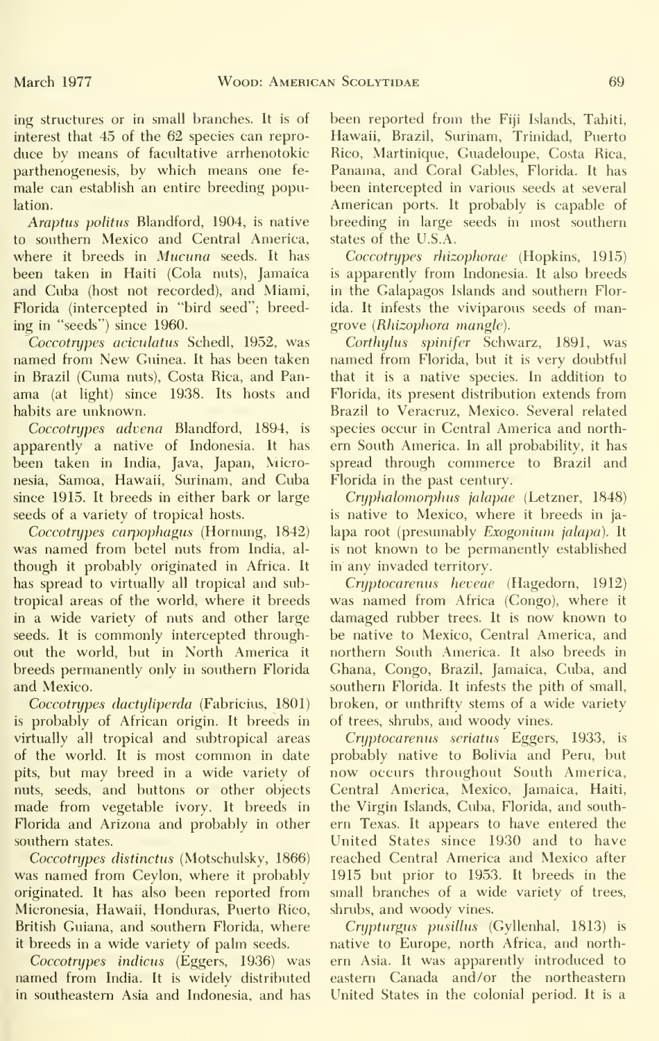ing structures or in small branches. It is of interest that 45 of the 62 species can reproduce by means of facultative arrhenotokic parthenogenesis, by which means one female can establish an entire breeding population.

*Araptus politus* Blandford, 1904, is native to southern Mexico and Central America, where it breeds in *Mucuna* seeds. It has been taken in Haiti (Cola nuts), Jamaica and Cuba (host not recorded), and Miami, Florida (intercepted in "bird seed"; breeding in "seeds") since 1960.

*Coccotrypes aciculatus* Schedl, 1952, was named from New Guinea. It has been taken in Brazil (Cuma nuts), Costa Rica, and Panama (at light) since 1938. Its hosts and habits are unknown.

*Coccotrypes advena* Blandford, 1894, is apparently a native of Indonesia. It has been taken in India, Java, Japan, Micronesia, Samoa, Hawaii, Surinam, and Cuba since 1915. It breeds in either bark or large seeds of a variety of tropical hosts.

*Coccotrypes carpophagus* (Hornung, 1842) was named from betel nuts from India, although it probably originated in Africa. It has spread to virtually all tropical and subtropical areas of the world, where it breeds in a wide variety of nuts and other large seeds. It is commonly intercepted throughout the world, but in North America it breeds permanently only in southern Florida and Mexico.

*Coccotrypes dactyliperda* (Fabricius, 1801) is probably of African origin. It breeds in virtually all tropical and subtropical areas of the world. It is most common in date pits, but may breed in a wide variety of nuts, seeds, and buttons or other objects made from vegetable ivory. It breeds in Florida and Arizona and probably in other southern states.

*Coccotrypes distinctus* (Motschulsky, 1866) was named from Ceylon, where it probably originated. It has also been reported from Micronesia, Hawaii, Honduras, Puerto Rico, British Guiana, and southern Florida, where it breeds in a wide variety of palm seeds.

*Coccotrypes indicus* (Eggers, 1936) was named from India. It is widely distributed in southeastern Asia and Indonesia, and has been reported from the Fiji Islands, Tahiti, Hawaii, Brazil, Surinam, Trinidad, Puerto Rico, Martinique, Guadeloupe, Costa Rica, Panama, and Coral Gables, Florida. It has been intercepted in various seeds at several American ports. It probably is capable of breeding in large seeds in most southern states of the U.S.A.

*Coccotrypes rhizophorae* (Hopkins, 1915) is apparently from Indonesia. It also breeds in the Galapagos Islands and southern Florida. It infests the viviparous seeds of mangrove (*Rhizophora mangle*).

*Corthylus spinifer* Schwarz, 1891, was named from Florida, but it is very doubtful that it is a native species. In addition to Florida, its present distribution extends from Brazil to Veracruz, Mexico. Several related species occur in Central America and northern South America. In all probability, it has spread through commerce to Brazil and Florida in the past century.

*Cryphalomorphus jalapae* (Letzner, 1848) is native to Mexico, where it breeds in jalapa root (presumably *Exogonium jalapa*). It is not known to be permanently established in any invaded territory.

*Cryptocarenus heveae* (Hagedorn, 1912) was named from Africa (Congo), where it damaged rubber trees. It is now known to be native to Mexico, Central America, and northern South America. It also breeds in Ghana, Congo, Brazil, Jamaica, Cuba, and southern Florida. It infests the pith of small, broken, or unthrifty stems of a wide variety of trees, shrubs, and woody vines.

*Cryptocarenus seriatus* Eggers, 1933, is probably native to Bolivia and Peru, but now occurs throughout South America, Central America, Mexico, Jamaica, Haiti, the Virgin Islands, Cuba, Florida, and southern Texas. It appears to have entered the United States since 1930 and to have reached Central America and Mexico after 1915 but prior to 1953. It breeds in the small branches of a wide variety of trees, shrubs, and woody vines.

*Crypturgus pusillus* (Gyllenhal, 1813) is native to Europe, north Africa, and northern Asia. It was apparently introduced to eastern Canada and/or the northeastern United States in the colonial period. It is a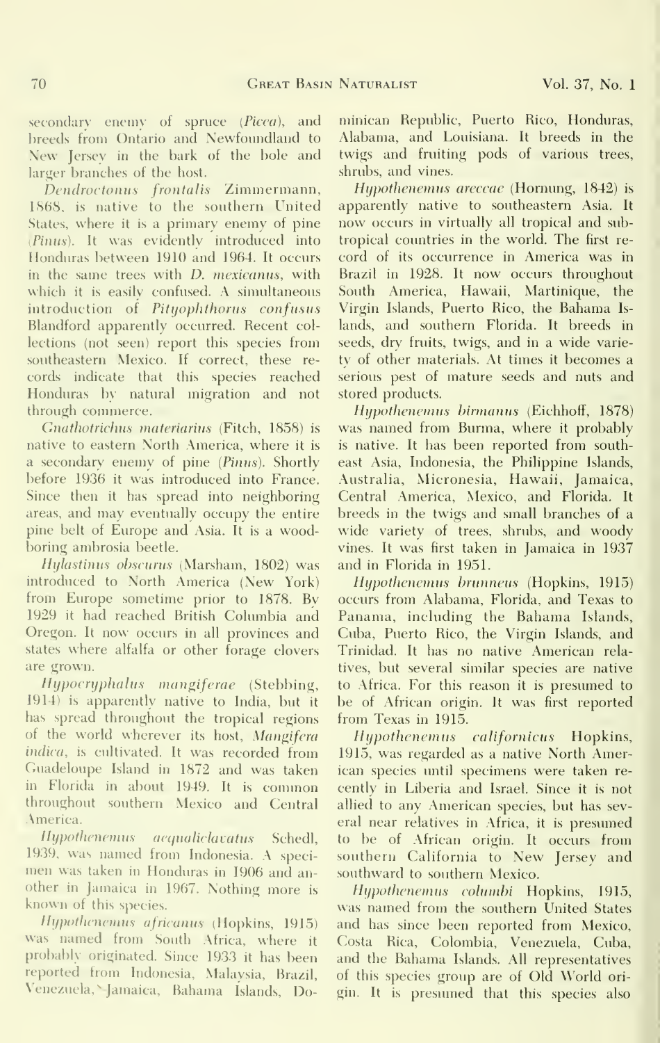secondary enemy of spruce (*Picea*), and breeds from Ontario and Newfoundland to New Jersey in the bark of the bole and larger branches of the host.

*Dendroctonus frontalis* Zimmermann, 1868, is native to the southern United States, where it is a primary enemy of pine (*Pinus*). It was evidently introduced into Honduras between 1910 and 1964. It occurs in the same trees with *D. mexicanus*, with which it is easily confused. A simultaneous introduction of *Pityophthorus confusus* Blandford apparently occurred. Recent collections (not seen) report this species from southeastern Mexico. If correct, these records indicate that this species reached Honduras by natural migration and not through commerce.

*Gnathotrichus materiarius* (Fitch, 1858) is native to eastern North America, where it is a secondary enemy of pine (*Pinus*). Shortly before 1936 it was introduced into France. Since then it has spread into neighboring areas, and may eventually occupy the entire pine belt of Europe and Asia. It is a wood-boring ambrosia beetle.

*Hylastinus obscurus* (Marsham, 1802) was introduced to North America (New York) from Europe sometime prior to 1878. By 1929 it had reached British Columbia and Oregon. It now occurs in all provinces and states where alfalfa or other forage clovers are grown.

*Hypocryphalus mangiferae* (Stebbing, 1914) is apparently native to India, but it has spread throughout the tropical regions of the world wherever its host, *Mangifera indica*, is cultivated. It was recorded from Guadeloupe Island in 1872 and was taken in Florida in about 1949. It is common throughout southern Mexico and Central America.

*Hypothenemus aequaliclavatus* Schedl, 1939, was named from Indonesia. A specimen was taken in Honduras in 1906 and another in Jamaica in 1967. Nothing more is known of this species.

*Hypothenemus africanus* (Hopkins, 1915) was named from South Africa, where it probably originated. Since 1933 it has been reported from Indonesia, Malaysia, Brazil, Venezuela, Jamaica, Bahama Islands, Dominican Republic, Puerto Rico, Honduras, Alabama, and Louisiana. It breeds in the twigs and fruiting pods of various trees, shrubs, and vines.

*Hypothenemus areccae* (Hornung, 1842) is apparently native to southeastern Asia. It now occurs in virtually all tropical and subtropical countries in the world. The first record of its occurrence in America was in Brazil in 1928. It now occurs throughout South America, Hawaii, Martinique, the Virgin Islands, Puerto Rico, the Bahama Islands, and southern Florida. It breeds in seeds, dry fruits, twigs, and in a wide variety of other materials. At times it becomes a serious pest of mature seeds and nuts and stored products.

*Hypothenemus birmanus* (Eichhoff, 1878) was named from Burma, where it probably is native. It has been reported from southeast Asia, Indonesia, the Philippine Islands, Australia, Micronesia, Hawaii, Jamaica, Central America, Mexico, and Florida. It breeds in the twigs and small branches of a wide variety of trees, shrubs, and woody vines. It was first taken in Jamaica in 1937 and in Florida in 1951.

*Hypothenemus brunneus* (Hopkins, 1915) occurs from Alabama, Florida, and Texas to Panama, including the Bahama Islands, Cuba, Puerto Rico, the Virgin Islands, and Trinidad. It has no native American relatives, but several similar species are native to Africa. For this reason it is presumed to be of African origin. It was first reported from Texas in 1915.

*Hypothenemus californicus* Hopkins, 1915, was regarded as a native North American species until specimens were taken recently in Liberia and Israel. Since it is not allied to any American species, but has several near relatives in Africa, it is presumed to be of African origin. It occurs from southern California to New Jersey and southward to southern Mexico.

*Hypothenemus columbi* Hopkins, 1915, was named from the southern United States and has since been reported from Mexico, Costa Rica, Colombia, Venezuela, Cuba, and the Bahama Islands. All representatives of this species group are of Old World origin. It is presumed that this species also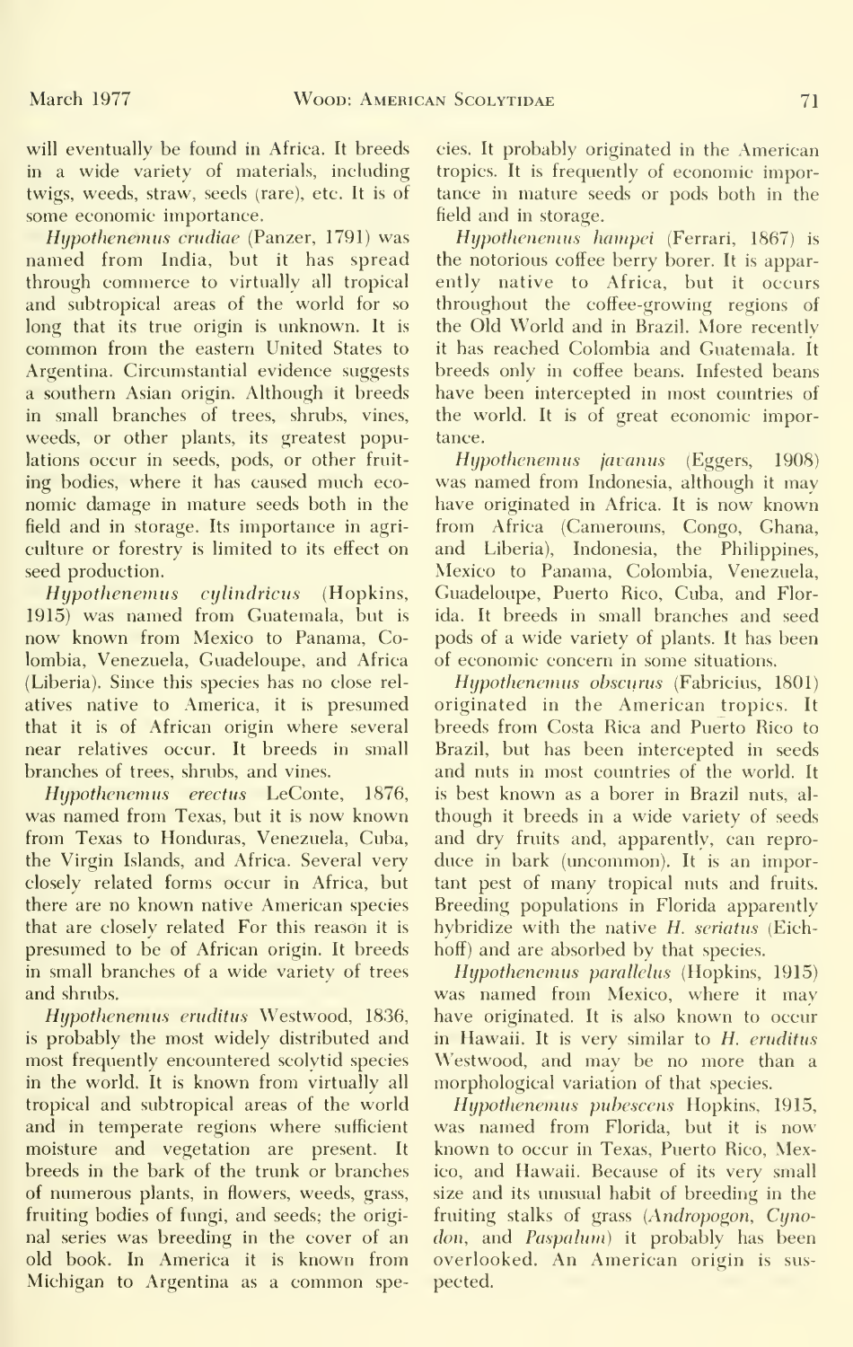will eventually be found in Africa. It breeds in a wide variety of materials, including twigs, weeds, straw, seeds (rare), etc. It is of some economic importance.

*Hypothenemus crudiae* (Panzer, 1791) was named from India, but it has spread through commerce to virtually all tropical and subtropical areas of the world for so long that its true origin is unknown. It is common from the eastern United States to Argentina. Circumstantial evidence suggests a southern Asian origin. Although it breeds in small branches of trees, shrubs, vines, weeds, or other plants, its greatest populations occur in seeds, pods, or other fruiting bodies, where it has caused much economic damage in mature seeds both in the field and in storage. Its importance in agriculture or forestry is limited to its effect on seed production.

*Hypothenemus cylindricus* (Hopkins, 1915) was named from Guatemala, but is now known from Mexico to Panama, Colombia, Venezuela, Guadeloupe, and Africa (Liberia). Since this species has no close relatives native to America, it is presumed that it is of African origin where several near relatives occur. It breeds in small branches of trees, shrubs, and vines.

*Hypothenemus erectus* LeConte, 1876, was named from Texas, but it is now known from Texas to Honduras, Venezuela, Cuba, the Virgin Islands, and Africa. Several very closely related forms occur in Africa, but there are no known native American species that are closely related For this reason it is presumed to be of African origin. It breeds in small branches of a wide variety of trees and shrubs.

*Hypothenemus eruditus* Westwood, 1836, is probably the most widely distributed and most frequently encountered scolytid species in the world. It is known from virtually all tropical and subtropical areas of the world and in temperate regions where sufficient moisture and vegetation are present. It breeds in the bark of the trunk or branches of numerous plants, in flowers, weeds, grass, fruiting bodies of fungi, and seeds; the original series was breeding in the cover of an old book. In America it is known from Michigan to Argentina as a common species. It probably originated in the American tropics. It is frequently of economic importance in mature seeds or pods both in the field and in storage.

*Hypothenemus hampei* (Ferrari, 1867) is the notorious coffee berry borer. It is apparently native to Africa, but it occurs throughout the coffee-growing regions of the Old World and in Brazil. More recently it has reached Colombia and Guatemala. It breeds only in coffee beans. Infested beans have been intercepted in most countries of the world. It is of great economic importance.

*Hypothenemus javanus* (Eggers, 1908) was named from Indonesia, although it may have originated in Africa. It is now known from Africa (Camerouns, Congo, Ghana, and Liberia), Indonesia, the Philippines, Mexico to Panama, Colombia, Venezuela, Guadeloupe, Puerto Rico, Cuba, and Florida. It breeds in small branches and seed pods of a wide variety of plants. It has been of economic concern in some situations.

*Hypothenemus obscurus* (Fabricius, 1801) originated in the American tropics. It breeds from Costa Rica and Puerto Rico to Brazil, but has been intercepted in seeds and nuts in most countries of the world. It is best known as a borer in Brazil nuts, although it breeds in a wide variety of seeds and dry fruits and, apparently, can reproduce in bark (uncommon). It is an important pest of many tropical nuts and fruits. Breeding populations in Florida apparently hybridize with the native *H. seriatus* (Eichhoff) and are absorbed by that species.

*Hypothenemus parallelus* (Hopkins, 1915) was named from Mexico, where it may have originated. It is also known to occur in Hawaii. It is very similar to *H. eruditus* Westwood, and may be no more than a morphological variation of that species.

*Hypothenemus pubescens* Hopkins, 1915, was named from Florida, but it is now known to occur in Texas, Puerto Rico, Mexico, and Hawaii. Because of its very small size and its unusual habit of breeding in the fruiting stalks of grass (*Andropogon*, *Cynodon*, and *Paspalum*) it probably has been overlooked. An American origin is suspected.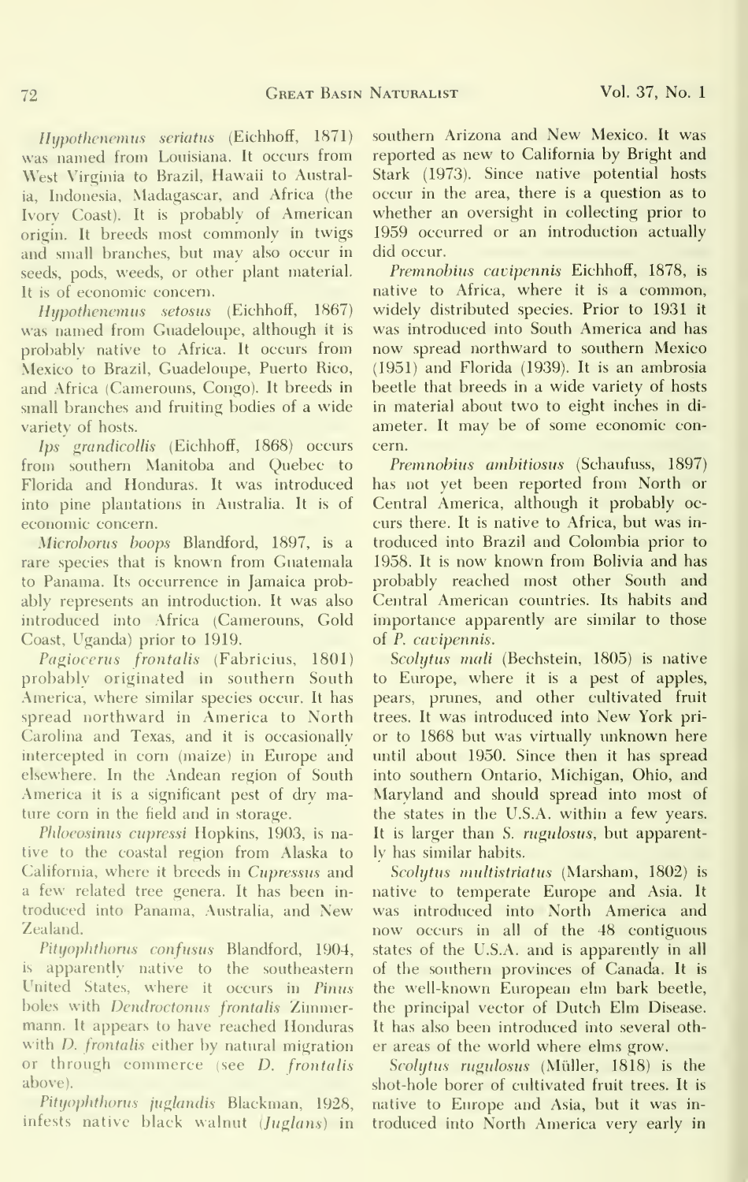*Hypothenemus seriatus* (Eichhoff, 1871) was named from Louisiana. It occurs from West Virginia to Brazil, Hawaii to Australia, Indonesia, Madagascar, and Africa (the Ivory Coast). It is probably of American origin. It breeds most commonly in twigs and small branches, but may also occur in seeds, pods, weeds, or other plant material. It is of economic concern.

*Hypothenemus setosus* (Eichhoff, 1867) was named from Guadeloupe, although it is probably native to Africa. It occurs from Mexico to Brazil, Guadeloupe, Puerto Rico, and Africa (Camerouns, Congo). It breeds in small branches and fruiting bodies of a wide variety of hosts.

*Ips grandicollis* (Eichhoff, 1868) occurs from southern Manitoba and Quebec to Florida and Honduras. It was introduced into pine plantations in Australia. It is of economic concern.

*Microborus boops* Blandford, 1897, is a rare species that is known from Guatemala to Panama. Its occurrence in Jamaica probably represents an introduction. It was also introduced into Africa (Camerouns, Gold Coast, Uganda) prior to 1919.

*Pagiocerus frontalis* (Fabricius, 1801) probably originated in southern South America, where similar species occur. It has spread northward in America to North Carolina and Texas, and it is occasionally intercepted in corn (maize) in Europe and elsewhere. In the Andean region of South America it is a significant pest of dry mature corn in the field and in storage.

*Phloeosinus cupressi* Hopkins, 1903, is native to the coastal region from Alaska to California, where it breeds in *Cupressus* and a few related tree genera. It has been introduced into Panama, Australia, and New Zealand.

*Pityophthorus confusus* Blandford, 1904, is apparently native to the southeastern United States, where it occurs in *Pinus* boles with *Dendroctonus frontalis* Zimmermann. It appears to have reached Honduras with *D. frontalis* either by natural migration or through commerce (see *D. frontalis* above).

*Pityophthorus juglandis* Blackman, 1928, infests native black walnut (*Juglans*) in southern Arizona and New Mexico. It was reported as new to California by Bright and Stark (1973). Since native potential hosts occur in the area, there is a question as to whether an oversight in collecting prior to 1959 occurred or an introduction actually did occur.

*Premnobius cavipennis* Eichhoff, 1878, is native to Africa, where it is a common, widely distributed species. Prior to 1931 it was introduced into South America and has now spread northward to southern Mexico (1951) and Florida (1939). It is an ambrosia beetle that breeds in a wide variety of hosts in material about two to eight inches in diameter. It may be of some economic concern.

*Premnobius ambitiosus* (Schaufuss, 1897) has not yet been reported from North or Central America, although it probably occurs there. It is native to Africa, but was introduced into Brazil and Colombia prior to 1958. It is now known from Bolivia and has probably reached most other South and Central American countries. Its habits and importance apparently are similar to those of *P. cavipennis*.

*Scolytus mali* (Bechstein, 1805) is native to Europe, where it is a pest of apples, pears, prunes, and other cultivated fruit trees. It was introduced into New York prior to 1868 but was virtually unknown here until about 1950. Since then it has spread into southern Ontario, Michigan, Ohio, and Maryland and should spread into most of the states in the U.S.A. within a few years. It is larger than *S. rugulosus*, but apparently has similar habits.

*Scolytus multistriatus* (Marsham, 1802) is native to temperate Europe and Asia. It was introduced into North America and now occurs in all of the 48 contiguous states of the U.S.A. and is apparently in all of the southern provinces of Canada. It is the well-known European elm bark beetle, the principal vector of Dutch Elm Disease. It has also been introduced into several other areas of the world where elms grow.

*Scolytus rugulosus* (Müller, 1818) is the shot-hole borer of cultivated fruit trees. It is native to Europe and Asia, but it was introduced into North America very early in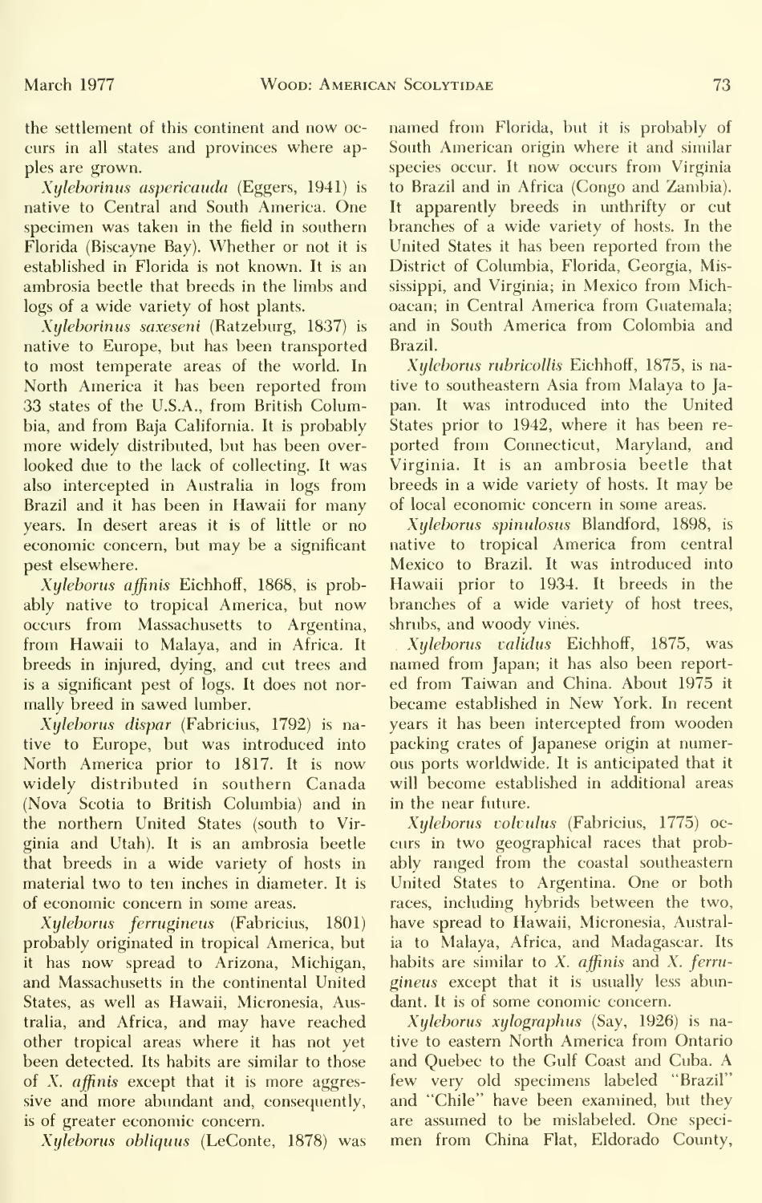the settlement of this continent and now occurs in all states and provinces where apples are grown.

*Xyleborinus aspericauda* (Eggers, 1941) is native to Central and South America. One specimen was taken in the field in southern Florida (Biscayne Bay). Whether or not it is established in Florida is not known. It is an ambrosia beetle that breeds in the limbs and logs of a wide variety of host plants.

*Xyleborinus saxeseni* (Ratzeburg, 1837) is native to Europe, but has been transported to most temperate areas of the world. In North America it has been reported from 33 states of the U.S.A., from British Columbia, and from Baja California. It is probably more widely distributed, but has been overlooked due to the lack of collecting. It was also intercepted in Australia in logs from Brazil and it has been in Hawaii for many years. In desert areas it is of little or no economic concern, but may be a significant pest elsewhere.

*Xyleborus affinis* Eichhoff, 1868, is probably native to tropical America, but now occurs from Massachusetts to Argentina, from Hawaii to Malaya, and in Africa. It breeds in injured, dying, and cut trees and is a significant pest of logs. It does not normally breed in sawed lumber.

*Xyleborus dispar* (Fabricius, 1792) is native to Europe, but was introduced into North America prior to 1817. It is now widely distributed in southern Canada (Nova Scotia to British Columbia) and in the northern United States (south to Virginia and Utah). It is an ambrosia beetle that breeds in a wide variety of hosts in material two to ten inches in diameter. It is of economic concern in some areas.

*Xyleborus ferrugineus* (Fabricius, 1801) probably originated in tropical America, but it has now spread to Arizona, Michigan, and Massachusetts in the continental United States, as well as Hawaii, Micronesia, Australia, and Africa, and may have reached other tropical areas where it has not yet been detected. Its habits are similar to those of *X. affinis* except that it is more aggressive and more abundant and, consequently, is of greater economic concern.

*Xyleborus obliquus* (LeConte, 1878) was named from Florida, but it is probably of South American origin where it and similar species occur. It now occurs from Virginia to Brazil and in Africa (Congo and Zambia). It apparently breeds in unthrifty or cut branches of a wide variety of hosts. In the United States it has been reported from the District of Columbia, Florida, Georgia, Mississippi, and Virginia; in Mexico from Michoacan; in Central America from Guatemala; and in South America from Colombia and Brazil.

*Xyleborus rubricollis* Eichhoff, 1875, is native to southeastern Asia from Malaya to Japan. It was introduced into the United States prior to 1942, where it has been reported from Connecticut, Maryland, and Virginia. It is an ambrosia beetle that breeds in a wide variety of hosts. It may be of local economic concern in some areas.

*Xyleborus spinulosus* Blandford, 1898, is native to tropical America from central Mexico to Brazil. It was introduced into Hawaii prior to 1934. It breeds in the branches of a wide variety of host trees, shrubs, and woody vines.

*Xyleborus validus* Eichhoff, 1875, was named from Japan; it has also been reported from Taiwan and China. About 1975 it became established in New York. In recent years it has been intercepted from wooden packing crates of Japanese origin at numerous ports worldwide. It is anticipated that it will become established in additional areas in the near future.

*Xyleborus volvulus* (Fabricius, 1775) occurs in two geographical races that probably ranged from the coastal southeastern United States to Argentina. One or both races, including hybrids between the two, have spread to Hawaii, Micronesia, Australia to Malaya, Africa, and Madagascar. Its habits are similar to *X. affinis* and *X. ferrugineus* except that it is usually less abundant. It is of some conomic concern.

*Xyleborus xylographus* (Say, 1926) is native to eastern North America from Ontario and Quebec to the Gulf Coast and Cuba. A few very old specimens labeled "Brazil" and "Chile" have been examined, but they are assumed to be mislabeled. One specimen from China Flat, Eldorado County,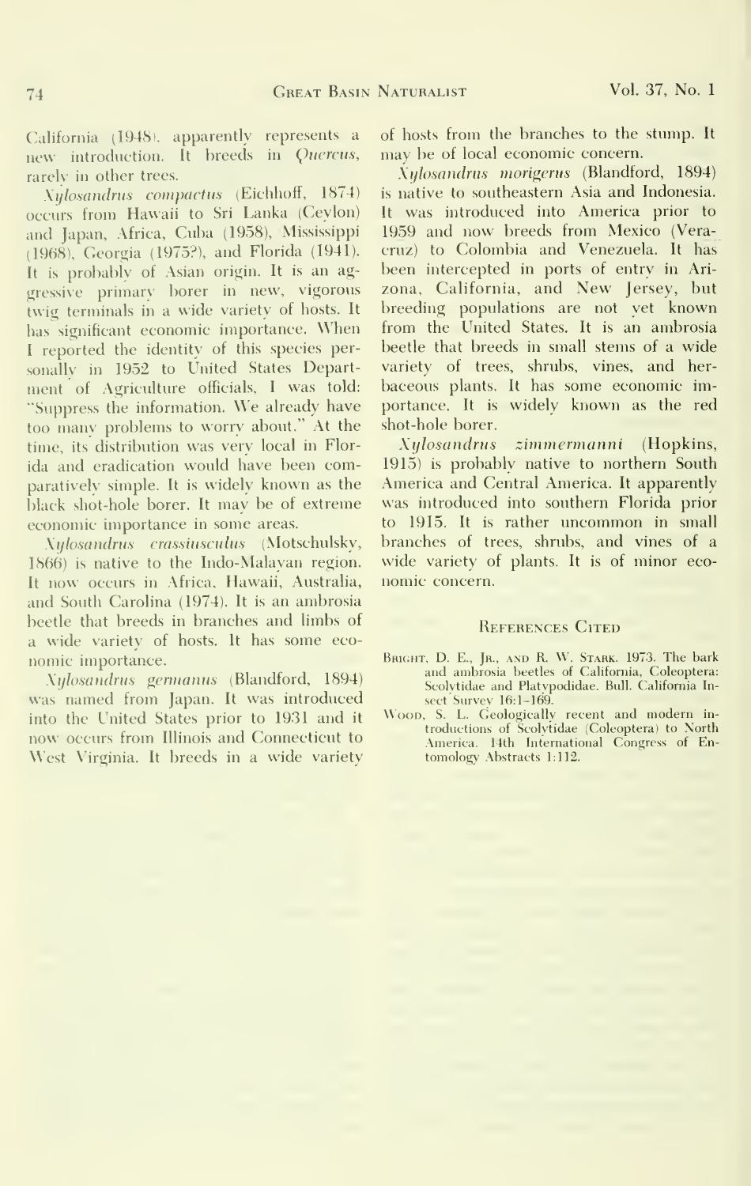California (1948), apparently represents a new introduction. It breeds in *Quercus*, rarely in other trees.

*Xylosandrus compactus* (Eichhoff, 1874) occurs from Hawaii to Sri Lanka (Ceylon) and Japan, Africa, Cuba (1958), Mississippi (1968), Georgia (1975?), and Florida (1941). It is probably of Asian origin. It is an aggressive primary borer in new, vigorous twig terminals in a wide variety of hosts. It has significant economic importance. When I reported the identity of this species personally in 1952 to United States Department of Agriculture officials, I was told: "Suppress the information. We already have too many problems to worry about." At the time, its distribution was very local in Florida and eradication would have been comparatively simple. It is widely known as the black shot-hole borer. It may be of extreme economic importance in some areas.

*Xylosandrus crassiusculus* (Motschulsky, 1866) is native to the Indo-Malayan region. It now occurs in Africa, Hawaii, Australia, and South Carolina (1974). It is an ambrosia beetle that breeds in branches and limbs of a wide variety of hosts. It has some economic importance.

*Xylosandrus germanus* (Blandford, 1894) was named from Japan. It was introduced into the United States prior to 1931 and it now occurs from Illinois and Connecticut to West Virginia. It breeds in a wide variety of hosts from the branches to the stump. It may be of local economic concern.

*Xylosandrus morigerus* (Blandford, 1894) is native to southeastern Asia and Indonesia. It was introduced into America prior to 1959 and now breeds from Mexico (Veracruz) to Colombia and Venezuela. It has been intercepted in ports of entry in Arizona, California, and New Jersey, but breeding populations are not yet known from the United States. It is an ambrosia beetle that breeds in small stems of a wide variety of trees, shrubs, vines, and herbaceous plants. It has some economic importance. It is widely known as the red shot-hole borer.

*Xylosandrus zimmermanni* (Hopkins, 1915) is probably native to northern South America and Central America. It apparently was introduced into southern Florida prior to 1915. It is rather uncommon in small branches of trees, shrubs, and vines of a wide variety of plants. It is of minor economic concern.

## References Cited

Bright, D. E., Jr., and R. W. Stark. 1973. The bark and ambrosia beetles of California, Coleoptera: Scolytidae and Platypodidae. Bull. California Insect Survey 16:1–169.

Wood, S. L. Geologically recent and modern introductions of Scolytidae (Coleoptera) to North America. 14th International Congress of Entomology Abstracts 1:112.